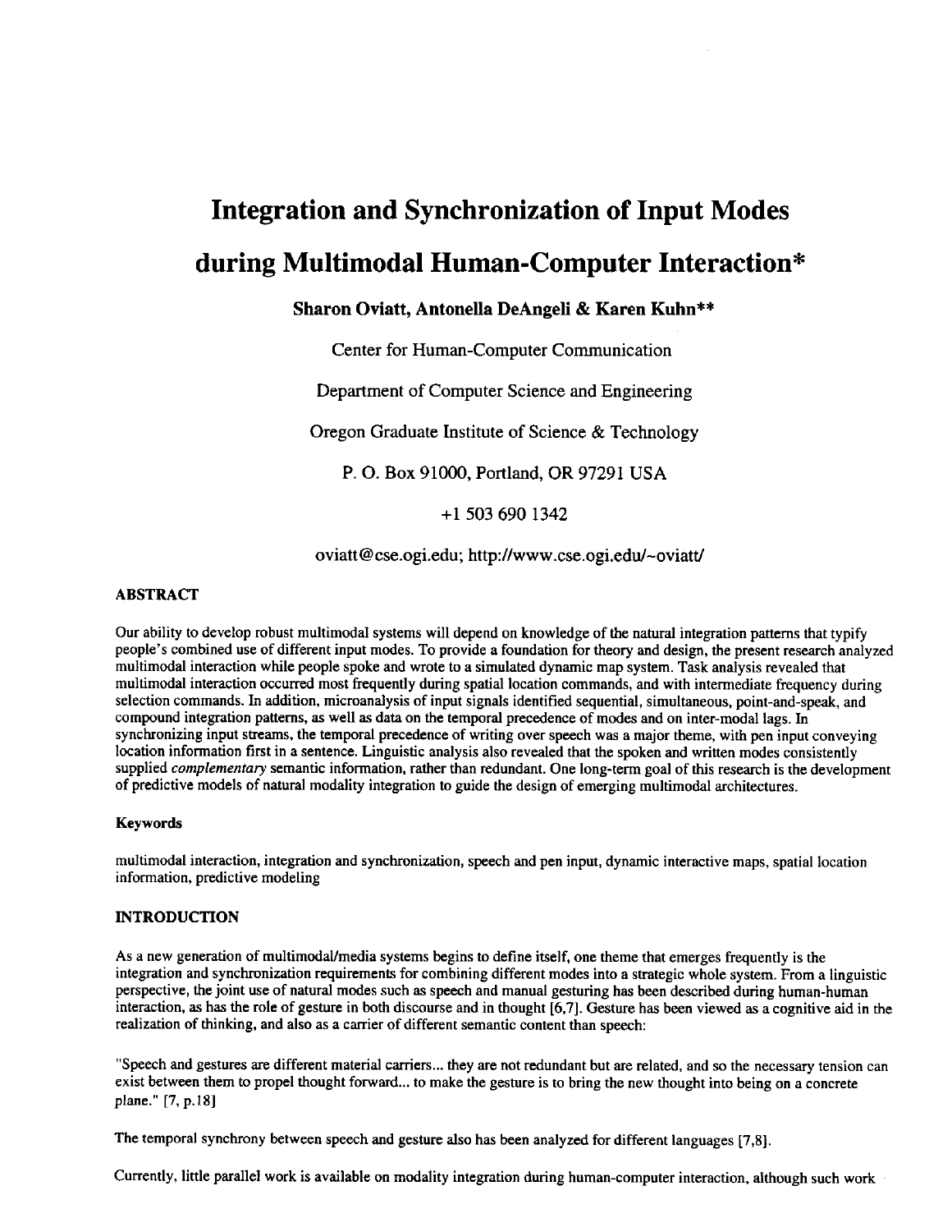# Integration and Synchronization of Input Modes during Multimodal Human-Computer Interaction*

**Sharon Oviatt, Antonella DeAngeli & Karen Kuhn****

Center for Human-Computer Communication

Department of Computer Science and Engineering

Oregon Graduate Institute of Science & Technology

P. O. Box 91000, Portland, OR 97291 USA

+1 503 690 1342

oviatt@cse.ogi.edu; http://www.cse.ogi.edu/~oviatt/

## ABSTRACT

Our ability to develop robust multimodal systems will depend on knowledge of the natural integration patterns that typify people's combined use of different input modes. To provide a foundation for theory and design, the present research analyzed multimodal interaction while people spoke and wrote to a simulated dynamic map system. Task analysis revealed that multimodal interaction occurred most frequently during spatial location commands, and with intermediate frequency during selection commands. In addition, microanalysis of input signals identified sequential, simultaneous, point-and-speak, and compound integration patterns, as well as data on the temporal precedence of modes and on inter-modal lags. In synchronizing input streams, the temporal precedence of writing over speech was a major theme, with pen input conveying location information first in a sentence. Linguistic analysis also revealed that the spoken and written modes consistently supplied *complementary* semantic information, rather than redundant. One long-term goal of this research is the development of predictive models of natural modality integration to guide the design of emerging multimodal architectures.

### Keywords

multimodal interaction, integration and synchronization, speech and pen input, dynamic interactive maps, spatial location information, predictive modeling

## INTRODUCTION

As a new generation of multimodal/media systems begins to define itself, one theme that emerges frequently is the integration and synchronization requirements for combining different modes into a strategic whole system. From a linguistic perspective, the joint use of natural modes such as speech and manual gesturing has been described during human-human interaction, as has the role of gesture in both discourse and in thought [6,7]. Gesture has been viewed as a cognitive aid in the realization of thinking, and also as a carrier of different semantic content than speech:

"Speech and gestures are different material carriers... they are not redundant but are related, and so the necessary tension can exist between them to propel thought forward... to make the gesture is to bring the new thought into being on a concrete plane." [7, p.18]

The temporal synchrony between speech and gesture also has been analyzed for different languages [7,8].

Currently, little parallel work is available on modality integration during human-computer interaction, although such work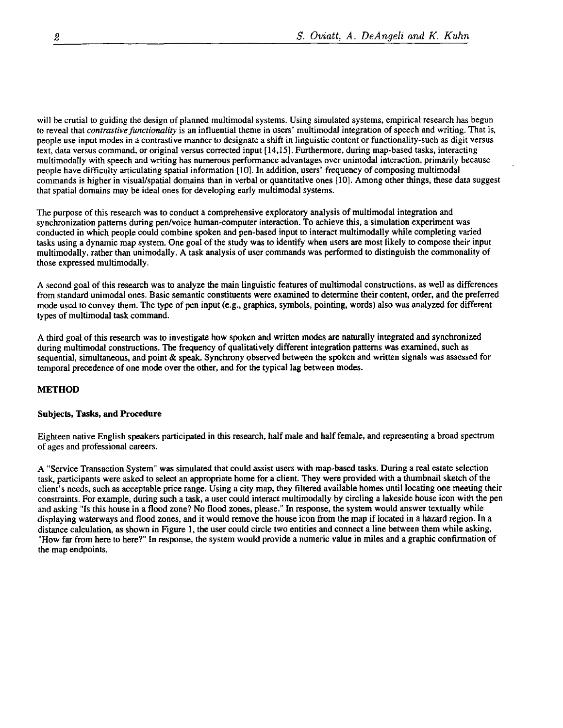will be crutial to guiding the design of planned multimodal systems. Using simulated systems, empirical research has begun to reveal that *contrastive functionality* is an influential theme in users' multimodal integration of speech and writing. That is, people use input modes in a contrastive manner to designate a shift in linguistic content or functionality-such as digit versus text, data versus command, or original versus corrected input [14,15]. Furthermore, during map-based tasks, interacting multimodally with speech and writing has numerous performance advantages over unimodal interaction, primarily because people have difficulty articulating spatial information [10]. In addition, users' frequency of composing multimodal commands is higher in visual/spatial domains than in verbal or quantitative ones [10]. Among other things, these data suggest that spatial domains may be ideal ones for developing early multimodal systems.

The purpose of this research was to conduct a comprehensive exploratory analysis of multimodal integration and synchronization patterns during pen/voice human-computer interaction. To achieve this, a simulation experiment was conducted in which people could combine spoken and pen-based input to interact multimodally while completing varied tasks using a dynamic map system. One goal of the study was to identify when users are most likely to compose their input multimodally, rather than unimodally. A task analysis of user commands was performed to distinguish the commonality of those expressed multimodally.

A second goal of this research was to analyze the main linguistic features of multimodal constructions, as well as differences from standard unimodal ones. Basic semantic constituents were examined to determine their content, order, and the preferred mode used to convey them. The type of pen input (e.g., graphics, symbols, pointing, words) also was analyzed for different types of multimodal task command.

A third goal of this research was to investigate how spoken and written modes are naturally integrated and synchronized during multimodal constructions. The frequency of qualitatively different integration patterns was examined, such as sequential, simultaneous, and point & speak. Synchrony observed between the spoken and written signals was assessed for temporal precedence of one mode over the other, and for the typical lag between modes.

## METHOD

### Subjects, Tasks, and Procedure

Eighteen native English speakers participated in this research, half male and half female, and representing a broad spectrum of ages and professional careers.

A "Service Transaction System" was simulated that could assist users with map-based tasks. During a real estate selection task, participants were asked to select an appropriate home for a client. They were provided with a thumbnail sketch of the client's needs, such as acceptable price range. Using a city map, they filtered available homes until locating one meeting their constraints. For example, during such a task, a user could interact multimodally by circling a lakeside house icon with the pen and asking "Is this house in a flood zone? No flood zones, please." In response, the system would answer textually while displaying waterways and flood zones, and it would remove the house icon from the map if located in a hazard region. In a distance calculation, as shown in Figure 1, the user could circle two entities and connect a line between them while asking, "How far from here to here?" In response, the system would provide a numeric value in miles and a graphic confirmation of the map endpoints.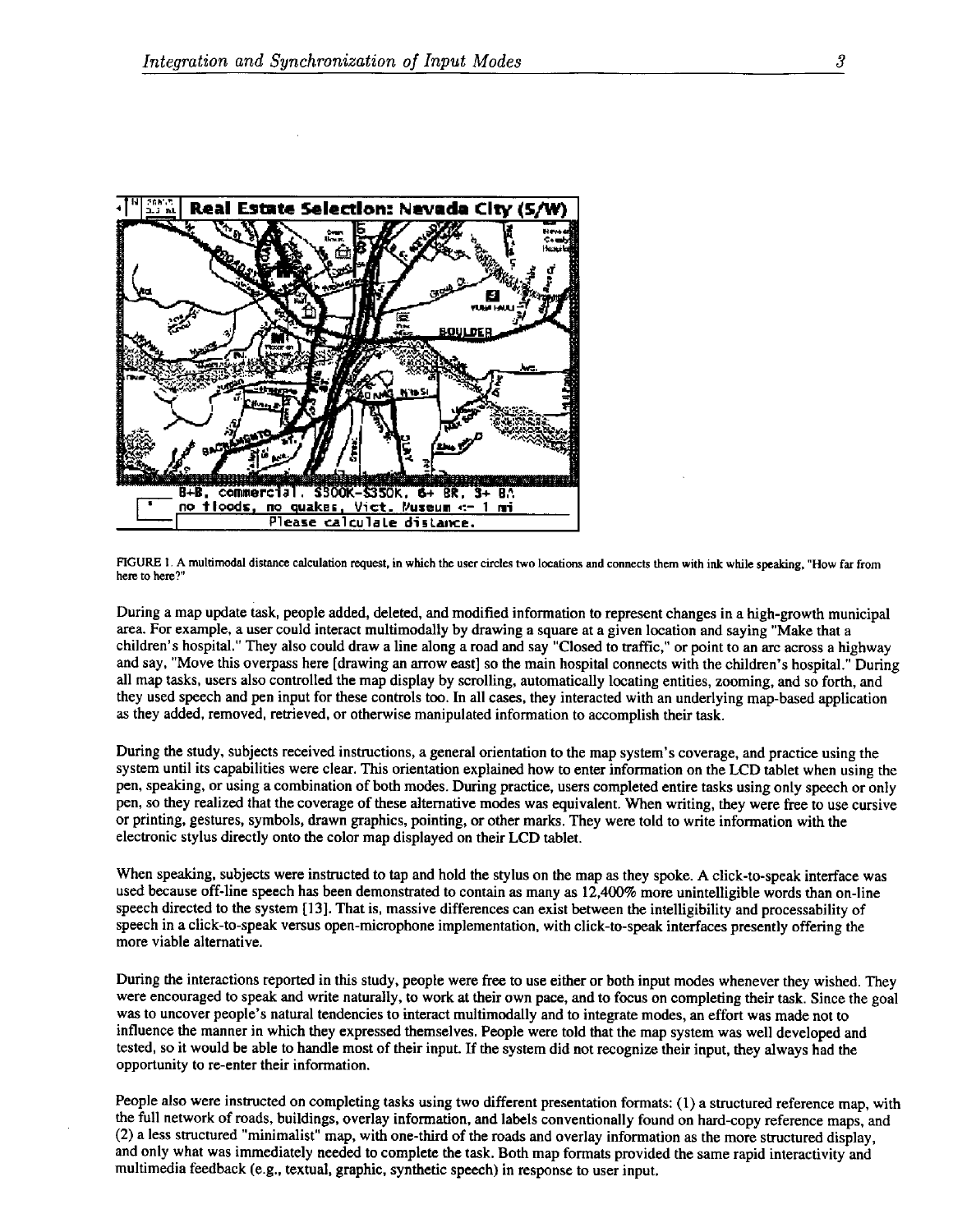FIGURE 1. A multimodal distance calculation request, in which the user circles two locations and connects them with ink while speaking, "How far from here to here?"

During a map update task, people added, deleted, and modified information to represent changes in a high-growth municipal area. For example, a user could interact multimodally by drawing a square at a given location and saying "Make that a children's hospital." They also could draw a line along a road and say "Closed to traffic," or point to an arc across a highway and say, "Move this overpass here [drawing an arrow east] so the main hospital connects with the children's hospital." During all map tasks, users also controlled the map display by scrolling, automatically locating entities, zooming, and so forth, and they used speech and pen input for these controls too. In all cases, they interacted with an underlying map-based application as they added, removed, retrieved, or otherwise manipulated information to accomplish their task.

During the study, subjects received instructions, a general orientation to the map system's coverage, and practice using the system until its capabilities were clear. This orientation explained how to enter information on the LCD tablet when using the pen, speaking, or using a combination of both modes. During practice, users completed entire tasks using only speech or only pen, so they realized that the coverage of these alternative modes was equivalent. When writing, they were free to use cursive or printing, gestures, symbols, drawn graphics, pointing, or other marks. They were told to write information with the electronic stylus directly onto the color map displayed on their LCD tablet.

When speaking, subjects were instructed to tap and hold the stylus on the map as they spoke. A click-to-speak interface was used because off-line speech has been demonstrated to contain as many as 12,400% more unintelligible words than on-line speech directed to the system [13]. That is, massive differences can exist between the intelligibility and processability of speech in a click-to-speak versus open-microphone implementation, with click-to-speak interfaces presently offering the more viable alternative.

During the interactions reported in this study, people were free to use either or both input modes whenever they wished. They were encouraged to speak and write naturally, to work at their own pace, and to focus on completing their task. Since the goal was to uncover people's natural tendencies to interact multimodally and to integrate modes, an effort was made not to influence the manner in which they expressed themselves. People were told that the map system was well developed and tested, so it would be able to handle most of their input. If the system did not recognize their input, they always had the opportunity to re-enter their information.

People also were instructed on completing tasks using two different presentation formats: (1) a structured reference map, with the full network of roads, buildings, overlay information, and labels conventionally found on hard-copy reference maps, and (2) a less structured "minimalist" map, with one-third of the roads and overlay information as the more structured display, and only what was immediately needed to complete the task. Both map formats provided the same rapid interactivity and multimedia feedback (e.g., textual, graphic, synthetic speech) in response to user input.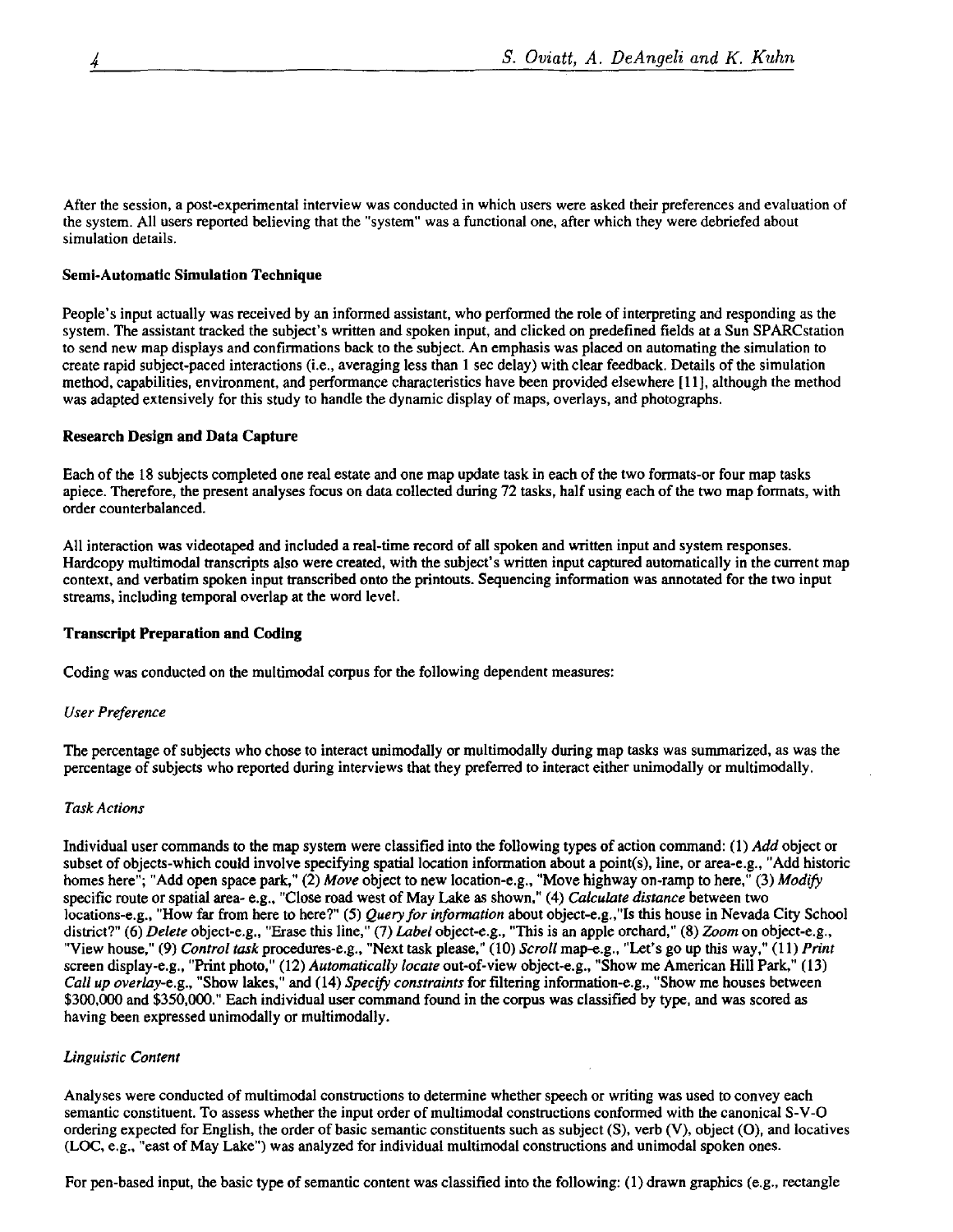After the session, a post-experimental interview was conducted in which users were asked their preferences and evaluation of the system. All users reported believing that the "system" was a functional one, after which they were debriefed about simulation details.

### Semi-Automatic Simulation Technique

People's input actually was received by an informed assistant, who performed the role of interpreting and responding as the system. The assistant tracked the subject's written and spoken input, and clicked on predefined fields at a Sun SPARCstation to send new map displays and confirmations back to the subject. An emphasis was placed on automating the simulation to create rapid subject-paced interactions (i.e., averaging less than 1 sec delay) with clear feedback. Details of the simulation method, capabilities, environment, and performance characteristics have been provided elsewhere [11], although the method was adapted extensively for this study to handle the dynamic display of maps, overlays, and photographs.

### Research Design and Data Capture

Each of the 18 subjects completed one real estate and one map update task in each of the two formats-or four map tasks apiece. Therefore, the present analyses focus on data collected during 72 tasks, half using each of the two map formats, with order counterbalanced.

All interaction was videotaped and included a real-time record of all spoken and written input and system responses. Hardcopy multimodal transcripts also were created, with the subject's written input captured automatically in the current map context, and verbatim spoken input transcribed onto the printouts. Sequencing information was annotated for the two input streams, including temporal overlap at the word level.

### Transcript Preparation and Coding

Coding was conducted on the multimodal corpus for the following dependent measures:

*User Preference*

The percentage of subjects who chose to interact unimodally or multimodally during map tasks was summarized, as was the percentage of subjects who reported during interviews that they preferred to interact either unimodally or multimodally.

*Task Actions*

Individual user commands to the map system were classified into the following types of action command: (1) *Add* object or subset of objects-which could involve specifying spatial location information about a point(s), line, or area-e.g., "Add historic homes here"; "Add open space park," (2) *Move* object to new location-e.g., "Move highway on-ramp to here," (3) *Modify* specific route or spatial area- e.g., "Close road west of May Lake as shown," (4) *Calculate distance* between two locations-e.g., "How far from here to here?" (5) *Query for information* about object-e.g.,"Is this house in Nevada City School district?" (6) *Delete* object-e.g., "Erase this line," (7) *Label* object-e.g., "This is an apple orchard," (8) *Zoom* on object-e.g., "View house," (9) *Control task* procedures-e.g., "Next task please," (10) *Scroll* map-e.g., "Let's go up this way," (11) *Print* screen display-e.g., "Print photo," (12) *Automatically locate* out-of-view object-e.g., "Show me American Hill Park," (13) *Call up overlay*-e.g., "Show lakes," and (14) *Specify constraints* for filtering information-e.g., "Show me houses between $300,000 and $350,000." Each individual user command found in the corpus was classified by type, and was scored as having been expressed unimodally or multimodally.

*Linguistic Content*

Analyses were conducted of multimodal constructions to determine whether speech or writing was used to convey each semantic constituent. To assess whether the input order of multimodal constructions conformed with the canonical S-V-O ordering expected for English, the order of basic semantic constituents such as subject (S), verb (V), object (O), and locatives (LOC, e.g., "east of May Lake") was analyzed for individual multimodal constructions and unimodal spoken ones.

For pen-based input, the basic type of semantic content was classified into the following: (1) drawn graphics (e.g., rectangle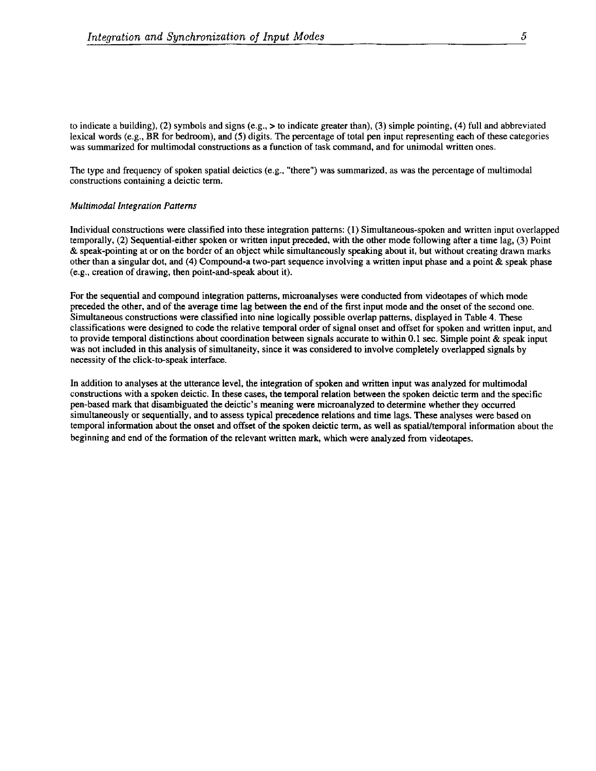to indicate a building), (2) symbols and signs (e.g., > to indicate greater than), (3) simple pointing, (4) full and abbreviated lexical words (e.g., BR for bedroom), and (5) digits. The percentage of total pen input representing each of these categories was summarized for multimodal constructions as a function of task command, and for unimodal written ones.

The type and frequency of spoken spatial deictics (e.g., "there") was summarized, as was the percentage of multimodal constructions containing a deictic term.

*Multimodal Integration Patterns*

Individual constructions were classified into these integration patterns: (1) Simultaneous-spoken and written input overlapped temporally, (2) Sequential-either spoken or written input preceded, with the other mode following after a time lag, (3) Point & speak-pointing at or on the border of an object while simultaneously speaking about it, but without creating drawn marks other than a singular dot, and (4) Compound-a two-part sequence involving a written input phase and a point & speak phase (e.g., creation of drawing, then point-and-speak about it).

For the sequential and compound integration patterns, microanalyses were conducted from videotapes of which mode preceded the other, and of the average time lag between the end of the first input mode and the onset of the second one. Simultaneous constructions were classified into nine logically possible overlap patterns, displayed in Table 4. These classifications were designed to code the relative temporal order of signal onset and offset for spoken and written input, and to provide temporal distinctions about coordination between signals accurate to within 0.1 sec. Simple point & speak input was not included in this analysis of simultaneity, since it was considered to involve completely overlapped signals by necessity of the click-to-speak interface.

In addition to analyses at the utterance level, the integration of spoken and written input was analyzed for multimodal constructions with a spoken deictic. In these cases, the temporal relation between the spoken deictic term and the specific pen-based mark that disambiguated the deictic's meaning were microanalyzed to determine whether they occurred simultaneously or sequentially, and to assess typical precedence relations and time lags. These analyses were based on temporal information about the onset and offset of the spoken deictic term, as well as spatial/temporal information about the beginning and end of the formation of the relevant written mark, which were analyzed from videotapes.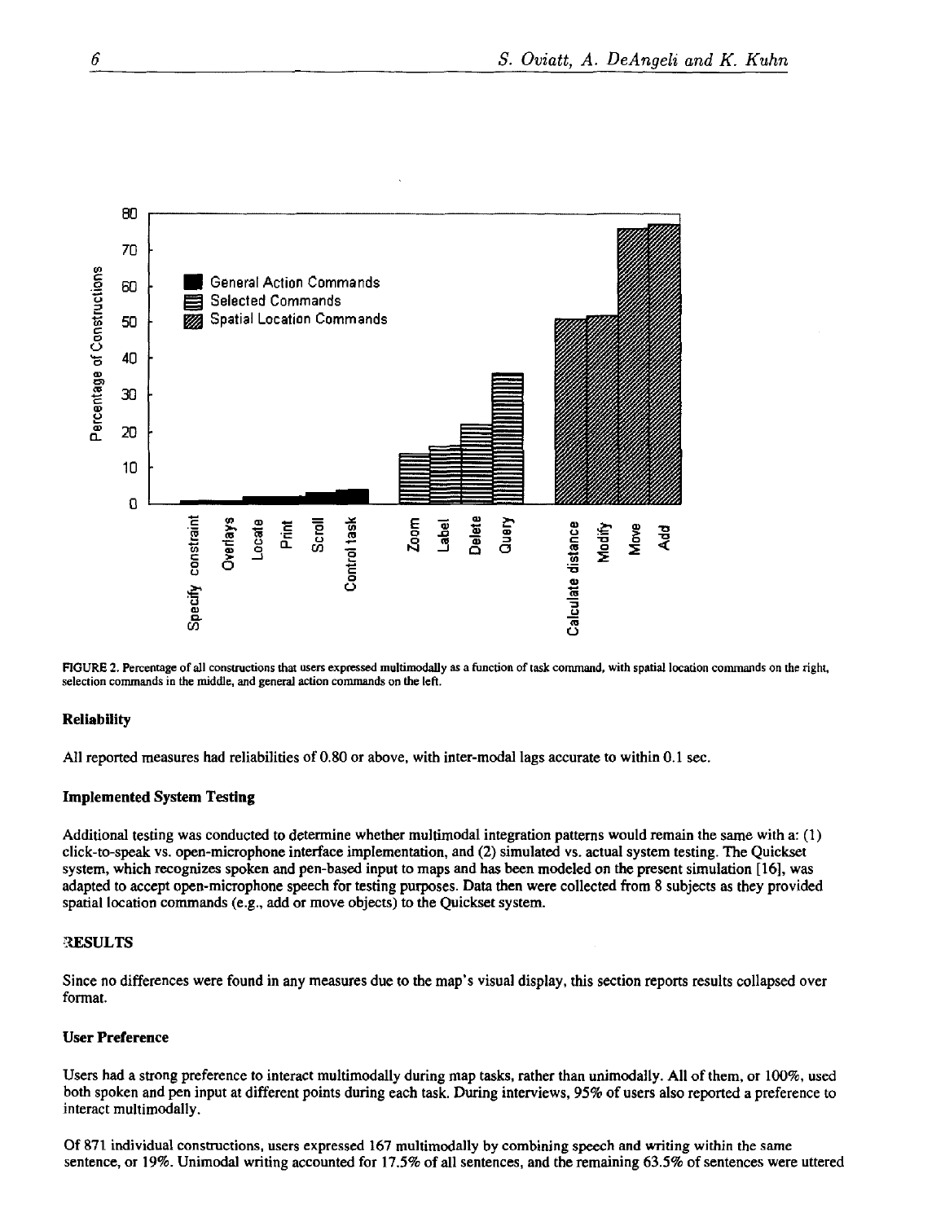FIGURE 2. Percentage of all constructions that users expressed multimodally as a function of task command, with spatial location commands on the right, selection commands in the middle, and general action commands on the left.

### Reliability

All reported measures had reliabilities of 0.80 or above, with inter-modal lags accurate to within 0.1 sec.

### Implemented System Testing

Additional testing was conducted to determine whether multimodal integration patterns would remain the same with a: (1) click-to-speak vs. open-microphone interface implementation, and (2) simulated vs. actual system testing. The Quickset system, which recognizes spoken and pen-based input to maps and has been modeled on the present simulation [16], was adapted to accept open-microphone speech for testing purposes. Data then were collected from 8 subjects as they provided spatial location commands (e.g., add or move objects) to the Quickset system.

## RESULTS

Since no differences were found in any measures due to the map's visual display, this section reports results collapsed over format.

### User Preference

Users had a strong preference to interact multimodally during map tasks, rather than unimodally. All of them, or 100%, used both spoken and pen input at different points during each task. During interviews, 95% of users also reported a preference to interact multimodally.

Of 871 individual constructions, users expressed 167 multimodally by combining speech and writing within the same sentence, or 19%. Unimodal writing accounted for 17.5% of all sentences, and the remaining 63.5% of sentences were uttered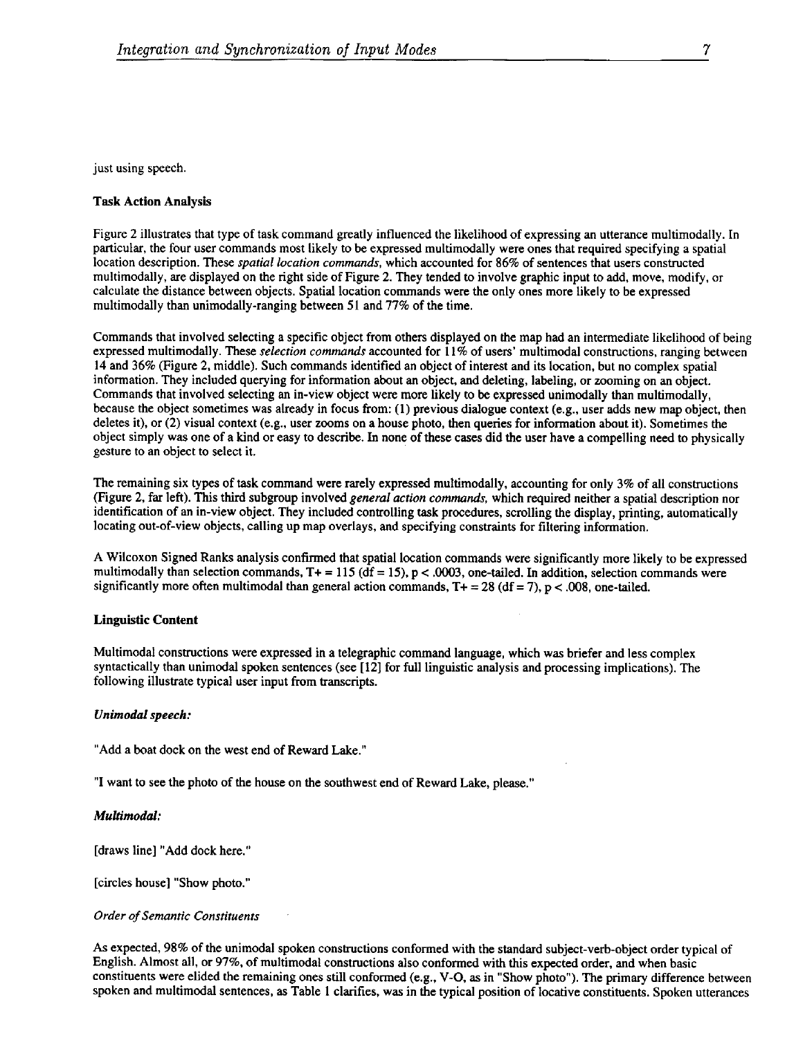just using speech.

**Task Action Analysis**

Figure 2 illustrates that type of task command greatly influenced the likelihood of expressing an utterance multimodally. In particular, the four user commands most likely to be expressed multimodally were ones that required specifying a spatial location description. These *spatial location commands*, which accounted for 86% of sentences that users constructed multimodally, are displayed on the right side of Figure 2. They tended to involve graphic input to add, move, modify, or calculate the distance between objects. Spatial location commands were the only ones more likely to be expressed multimodally than unimodally-ranging between 51 and 77% of the time.

Commands that involved selecting a specific object from others displayed on the map had an intermediate likelihood of being expressed multimodally. These *selection commands* accounted for 11% of users' multimodal constructions, ranging between 14 and 36% (Figure 2, middle). Such commands identified an object of interest and its location, but no complex spatial information. They included querying for information about an object, and deleting, labeling, or zooming on an object. Commands that involved selecting an in-view object were more likely to be expressed unimodally than multimodally, because the object sometimes was already in focus from: (1) previous dialogue context (e.g., user adds new map object, then deletes it), or (2) visual context (e.g., user zooms on a house photo, then queries for information about it). Sometimes the object simply was one of a kind or easy to describe. In none of these cases did the user have a compelling need to physically gesture to an object to select it.

The remaining six types of task command were rarely expressed multimodally, accounting for only 3% of all constructions (Figure 2, far left). This third subgroup involved *general action commands*, which required neither a spatial description nor identification of an in-view object. They included controlling task procedures, scrolling the display, printing, automatically locating out-of-view objects, calling up map overlays, and specifying constraints for filtering information.

A Wilcoxon Signed Ranks analysis confirmed that spatial location commands were significantly more likely to be expressed multimodally than selection commands, $T+ = 115$ ($df = 15$), $p < .0003$, one-tailed. In addition, selection commands were significantly more often multimodal than general action commands, $T+ = 28$ ($df = 7$), $p < .008$, one-tailed.

**Linguistic Content**

Multimodal constructions were expressed in a telegraphic command language, which was briefer and less complex syntactically than unimodal spoken sentences (see [12] for full linguistic analysis and processing implications). The following illustrate typical user input from transcripts.

***Unimodal speech:***

"Add a boat dock on the west end of Reward Lake."

"I want to see the photo of the house on the southwest end of Reward Lake, please."

***Multimodal:***

[draws line] "Add dock here."

[circles house] "Show photo."

*Order of Semantic Constituents*

As expected, 98% of the unimodal spoken constructions conformed with the standard subject-verb-object order typical of English. Almost all, or 97%, of multimodal constructions also conformed with this expected order, and when basic constituents were elided the remaining ones still conformed (e.g., V-O, as in "Show photo"). The primary difference between spoken and multimodal sentences, as Table 1 clarifies, was in the typical position of locative constituents. Spoken utterances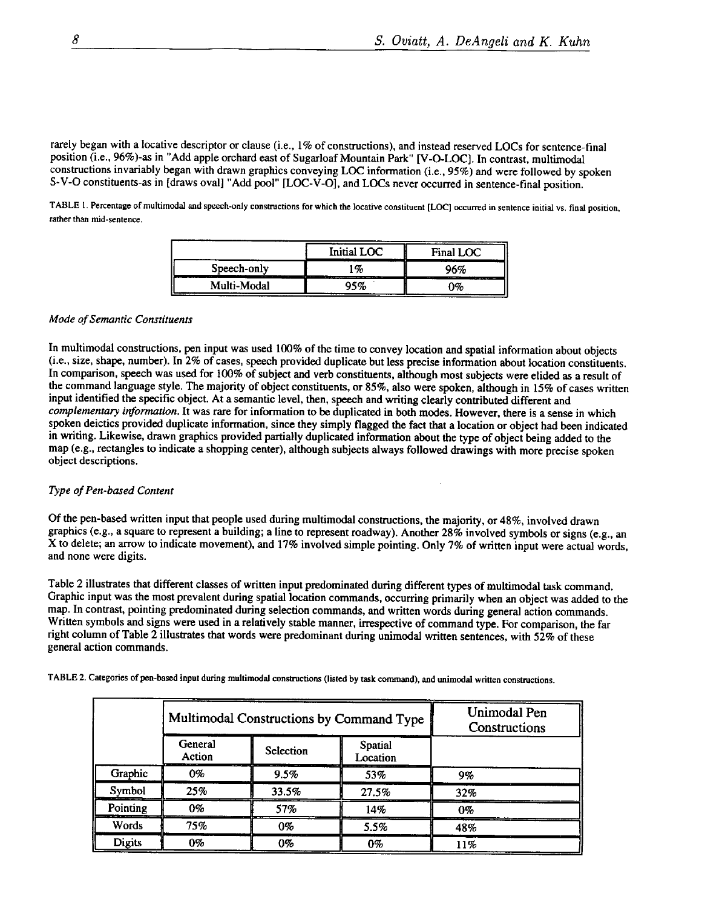rarely began with a locative descriptor or clause (i.e., 1% of constructions), and instead reserved LOCs for sentence-final position (i.e., 96%)-as in "Add apple orchard east of Sugarloaf Mountain Park" [V-O-LOC]. In contrast, multimodal constructions invariably began with drawn graphics conveying LOC information (i.e., 95%) and were followed by spoken S-V-O constituents-as in [draws oval] "Add pool" [LOC-V-O], and LOCs never occurred in sentence-final position.

TABLE 1. Percentage of multimodal and speech-only constructions for which the locative constituent [LOC] occurred in sentence initial vs. final position, rather than mid-sentence.

| | Initial LOC | Final LOC |
|---|---|---|
| Speech-only | 1% | 96% |
| Multi-Modal | 95% | 0% |

*Mode of Semantic Constituents*

In multimodal constructions, pen input was used 100% of the time to convey location and spatial information about objects (i.e., size, shape, number). In 2% of cases, speech provided duplicate but less precise information about location constituents. In comparison, speech was used for 100% of subject and verb constituents, although most subjects were elided as a result of the command language style. The majority of object constituents, or 85%, also were spoken, although in 15% of cases written input identified the specific object. At a semantic level, then, speech and writing clearly contributed different and *complementary information*. It was rare for information to be duplicated in both modes. However, there is a sense in which spoken deictics provided duplicate information, since they simply flagged the fact that a location or object had been indicated in writing. Likewise, drawn graphics provided partially duplicated information about the type of object being added to the map (e.g., rectangles to indicate a shopping center), although subjects always followed drawings with more precise spoken object descriptions.

*Type of Pen-based Content*

Of the pen-based written input that people used during multimodal constructions, the majority, or 48%, involved drawn graphics (e.g., a square to represent a building; a line to represent roadway). Another 28% involved symbols or signs (e.g., an X to delete; an arrow to indicate movement), and 17% involved simple pointing. Only 7% of written input were actual words, and none were digits.

Table 2 illustrates that different classes of written input predominated during different types of multimodal task command. Graphic input was the most prevalent during spatial location commands, occurring primarily when an object was added to the map. In contrast, pointing predominated during selection commands, and written words during general action commands. Written symbols and signs were used in a relatively stable manner, irrespective of command type. For comparison, the far right column of Table 2 illustrates that words were predominant during unimodal written sentences, with 52% of these general action commands.

TABLE 2. Categories of pen-based input during multimodal constructions (listed by task command), and unimodal written constructions.

| | Multimodal Constructions by Command Type | | | Unimodal Pen Constructions |
|---|---|---|---|---|
| | General Action | Selection | Spatial Location | |
| Graphic | 0% | 9.5% | 53% | 9% |
| Symbol | 25% | 33.5% | 27.5% | 32% |
| Pointing | 0% | 57% | 14% | 0% |
| Words | 75% | 0% | 5.5% | 48% |
| Digits | 0% | 0% | 0% | 11% |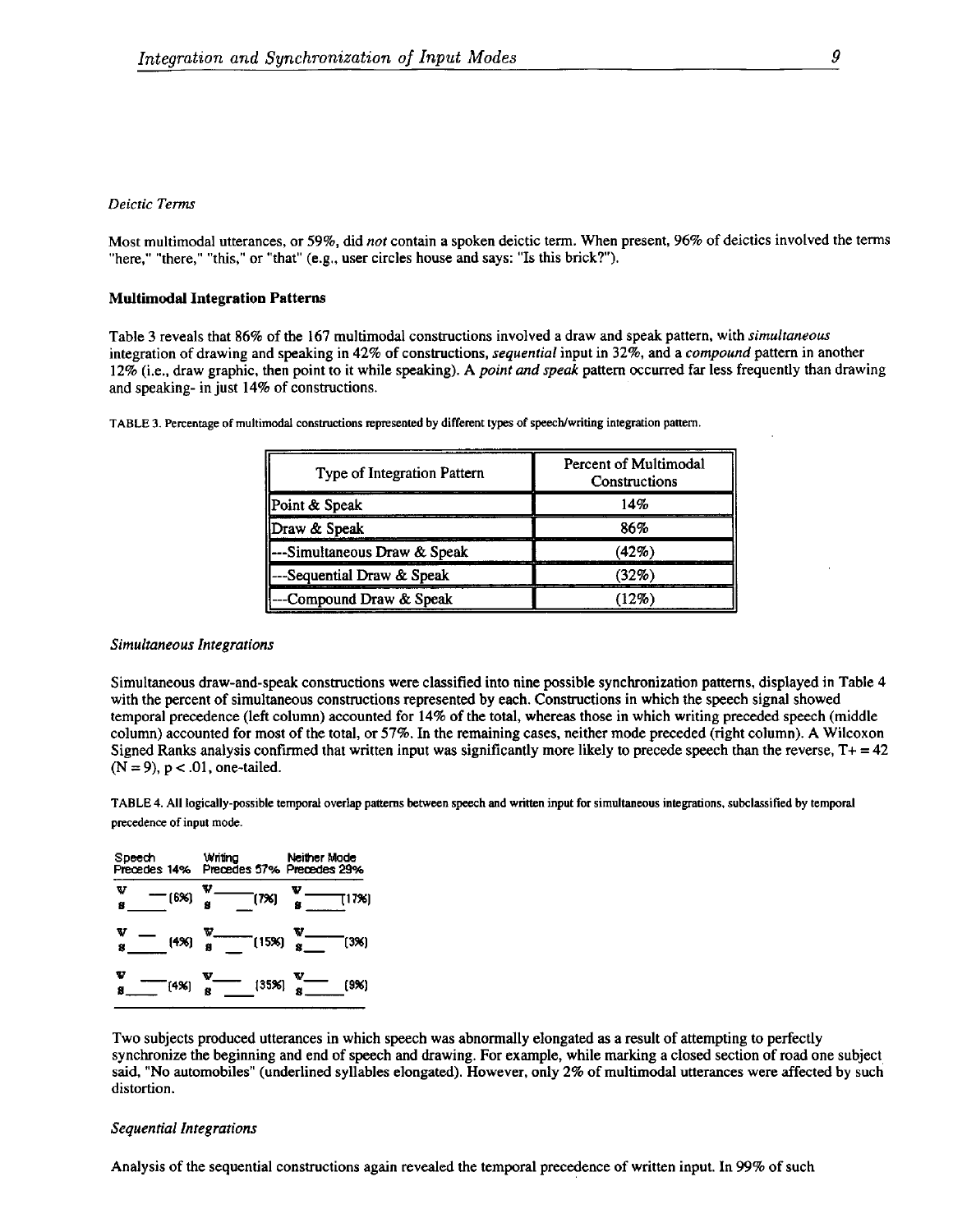*Deictic Terms*

Most multimodal utterances, or 59%, did *not* contain a spoken deictic term. When present, 96% of deictics involved the terms "here," "there," "this," or "that" (e.g., user circles house and says: "Is this brick?").

### Multimodal Integration Patterns

Table 3 reveals that 86% of the 167 multimodal constructions involved a draw and speak pattern, with *simultaneous* integration of drawing and speaking in 42% of constructions, *sequential* input in 32%, and a *compound* pattern in another 12% (i.e., draw graphic, then point to it while speaking). A *point and speak* pattern occurred far less frequently than drawing and speaking- in just 14% of constructions.

TABLE 3. Percentage of multimodal constructions represented by different types of speech/writing integration pattern.

| Type of Integration Pattern | Percent of Multimodal Constructions |
|---|---|
| Point & Speak | 14% |
| Draw & Speak | 86% |
| ---Simultaneous Draw & Speak | (42%) |
| ---Sequential Draw & Speak | (32%) |
| ---Compound Draw & Speak | (12%) |

*Simultaneous Integrations*

Simultaneous draw-and-speak constructions were classified into nine possible synchronization patterns, displayed in Table 4 with the percent of simultaneous constructions represented by each. Constructions in which the speech signal showed temporal precedence (left column) accounted for 14% of the total, whereas those in which writing preceded speech (middle column) accounted for most of the total, or 57%. In the remaining cases, neither mode preceded (right column). A Wilcoxon Signed Ranks analysis confirmed that written input was significantly more likely to precede speech than the reverse, T+ = 42 (N = 9), $p < .01$, one-tailed.

TABLE 4. All logically-possible temporal overlap patterns between speech and written input for simultaneous integrations, subclassified by temporal precedence of input mode.

| Speech Precedes 14% | Writing Precedes 57% | Neither Mode Precedes 29% |
|---|---|---|
| (6%) | (7%) | (17%) |
| (4%) | (15%) | (3%) |
| (4%) | (35%) | (9%) |

Two subjects produced utterances in which speech was abnormally elongated as a result of attempting to perfectly synchronize the beginning and end of speech and drawing. For example, while marking a closed section of road one subject said, "No automobiles" (underlined syllables elongated). However, only 2% of multimodal utterances were affected by such distortion.

*Sequential Integrations*

Analysis of the sequential constructions again revealed the temporal precedence of written input. In 99% of such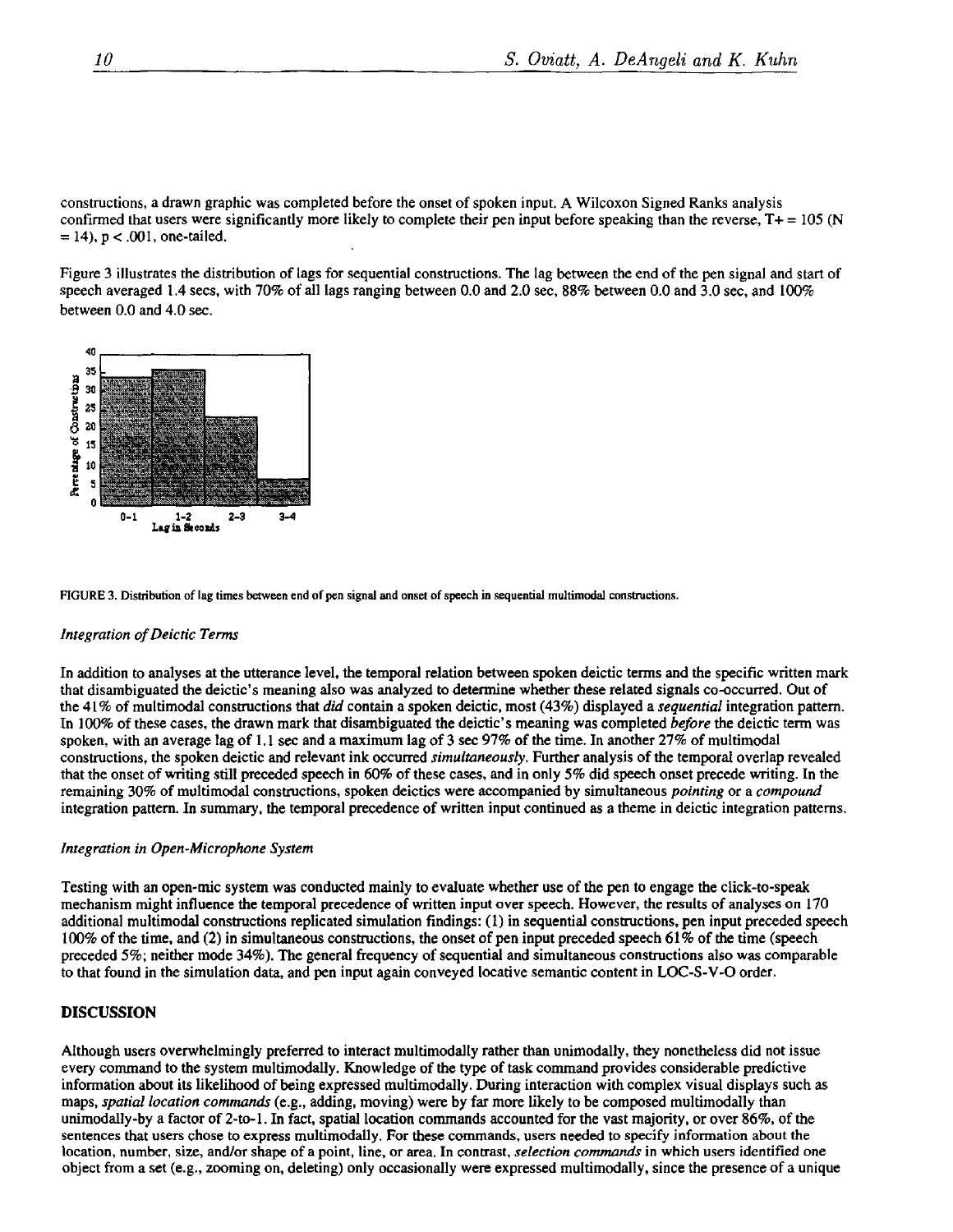constructions, a drawn graphic was completed before the onset of spoken input. A Wilcoxon Signed Ranks analysis confirmed that users were significantly more likely to complete their pen input before speaking than the reverse, $T+ = 105$ ($N = 14$), $p < .001$, one-tailed.

Figure 3 illustrates the distribution of lags for sequential constructions. The lag between the end of the pen signal and start of speech averaged 1.4 secs, with 70% of all lags ranging between 0.0 and 2.0 sec, 88% between 0.0 and 3.0 sec, and 100% between 0.0 and 4.0 sec.

FIGURE 3. Distribution of lag times between end of pen signal and onset of speech in sequential multimodal constructions.

### *Integration of Deictic Terms*

In addition to analyses at the utterance level, the temporal relation between spoken deictic terms and the specific written mark that disambiguated the deictic's meaning also was analyzed to determine whether these related signals co-occurred. Out of the 41% of multimodal constructions that *did* contain a spoken deictic, most (43%) displayed a *sequential* integration pattern. In 100% of these cases, the drawn mark that disambiguated the deictic's meaning was completed *before* the deictic term was spoken, with an average lag of 1.1 sec and a maximum lag of 3 sec 97% of the time. In another 27% of multimodal constructions, the spoken deictic and relevant ink occurred *simultaneously*. Further analysis of the temporal overlap revealed that the onset of writing still preceded speech in 60% of these cases, and in only 5% did speech onset precede writing. In the remaining 30% of multimodal constructions, spoken deictics were accompanied by simultaneous *pointing* or a *compound* integration pattern. In summary, the temporal precedence of written input continued as a theme in deictic integration patterns.

### *Integration in Open-Microphone System*

Testing with an open-mic system was conducted mainly to evaluate whether use of the pen to engage the click-to-speak mechanism might influence the temporal precedence of written input over speech. However, the results of analyses on 170 additional multimodal constructions replicated simulation findings: (1) in sequential constructions, pen input preceded speech 100% of the time, and (2) in simultaneous constructions, the onset of pen input preceded speech 61% of the time (speech preceded 5%; neither mode 34%). The general frequency of sequential and simultaneous constructions also was comparable to that found in the simulation data, and pen input again conveyed locative semantic content in LOC-S-V-O order.

## DISCUSSION

Although users overwhelmingly preferred to interact multimodally rather than unimodally, they nonetheless did not issue every command to the system multimodally. Knowledge of the type of task command provides considerable predictive information about its likelihood of being expressed multimodally. During interaction with complex visual displays such as maps, *spatial location commands* (e.g., adding, moving) were by far more likely to be composed multimodally than unimodally-by a factor of 2-to-1. In fact, spatial location commands accounted for the vast majority, or over 86%, of the sentences that users chose to express multimodally. For these commands, users needed to specify information about the location, number, size, and/or shape of a point, line, or area. In contrast, *selection commands* in which users identified one object from a set (e.g., zooming on, deleting) only occasionally were expressed multimodally, since the presence of a unique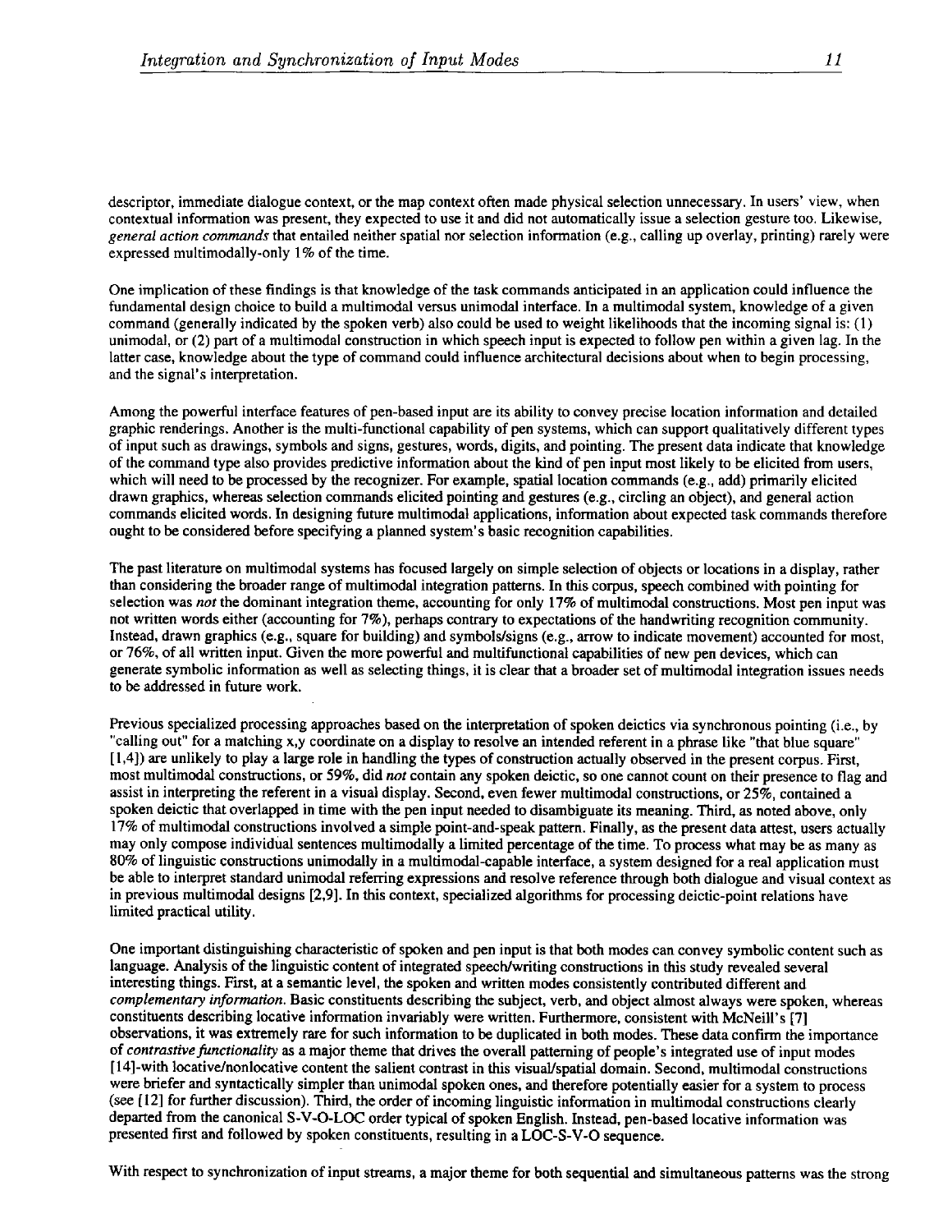descriptor, immediate dialogue context, or the map context often made physical selection unnecessary. In users' view, when contextual information was present, they expected to use it and did not automatically issue a selection gesture too. Likewise, *general action commands* that entailed neither spatial nor selection information (e.g., calling up overlay, printing) rarely were expressed multimodally-only 1% of the time.

One implication of these findings is that knowledge of the task commands anticipated in an application could influence the fundamental design choice to build a multimodal versus unimodal interface. In a multimodal system, knowledge of a given command (generally indicated by the spoken verb) also could be used to weight likelihoods that the incoming signal is: (1) unimodal, or (2) part of a multimodal construction in which speech input is expected to follow pen within a given lag. In the latter case, knowledge about the type of command could influence architectural decisions about when to begin processing, and the signal's interpretation.

Among the powerful interface features of pen-based input are its ability to convey precise location information and detailed graphic renderings. Another is the multi-functional capability of pen systems, which can support qualitatively different types of input such as drawings, symbols and signs, gestures, words, digits, and pointing. The present data indicate that knowledge of the command type also provides predictive information about the kind of pen input most likely to be elicited from users, which will need to be processed by the recognizer. For example, spatial location commands (e.g., add) primarily elicited drawn graphics, whereas selection commands elicited pointing and gestures (e.g., circling an object), and general action commands elicited words. In designing future multimodal applications, information about expected task commands therefore ought to be considered before specifying a planned system's basic recognition capabilities.

The past literature on multimodal systems has focused largely on simple selection of objects or locations in a display, rather than considering the broader range of multimodal integration patterns. In this corpus, speech combined with pointing for selection was *not* the dominant integration theme, accounting for only 17% of multimodal constructions. Most pen input was not written words either (accounting for 7%), perhaps contrary to expectations of the handwriting recognition community. Instead, drawn graphics (e.g., square for building) and symbols/signs (e.g., arrow to indicate movement) accounted for most, or 76%, of all written input. Given the more powerful and multifunctional capabilities of new pen devices, which can generate symbolic information as well as selecting things, it is clear that a broader set of multimodal integration issues needs to be addressed in future work.

Previous specialized processing approaches based on the interpretation of spoken deictics via synchronous pointing (i.e., by "calling out" for a matching x,y coordinate on a display to resolve an intended referent in a phrase like "that blue square" [1,4]) are unlikely to play a large role in handling the types of construction actually observed in the present corpus. First, most multimodal constructions, or 59%, did *not* contain any spoken deictic, so one cannot count on their presence to flag and assist in interpreting the referent in a visual display. Second, even fewer multimodal constructions, or 25%, contained a spoken deictic that overlapped in time with the pen input needed to disambiguate its meaning. Third, as noted above, only 17% of multimodal constructions involved a simple point-and-speak pattern. Finally, as the present data attest, users actually may only compose individual sentences multimodally a limited percentage of the time. To process what may be as many as 80% of linguistic constructions unimodally in a multimodal-capable interface, a system designed for a real application must be able to interpret standard unimodal referring expressions and resolve reference through both dialogue and visual context as in previous multimodal designs [2,9]. In this context, specialized algorithms for processing deictic-point relations have limited practical utility.

One important distinguishing characteristic of spoken and pen input is that both modes can convey symbolic content such as language. Analysis of the linguistic content of integrated speech/writing constructions in this study revealed several interesting things. First, at a semantic level, the spoken and written modes consistently contributed different and *complementary information*. Basic constituents describing the subject, verb, and object almost always were spoken, whereas constituents describing locative information invariably were written. Furthermore, consistent with McNeill's [7] observations, it was extremely rare for such information to be duplicated in both modes. These data confirm the importance of *contrastive functionality* as a major theme that drives the overall patterning of people's integrated use of input modes [14]-with locative/nonlocative content the salient contrast in this visual/spatial domain. Second, multimodal constructions were briefer and syntactically simpler than unimodal spoken ones, and therefore potentially easier for a system to process (see [12] for further discussion). Third, the order of incoming linguistic information in multimodal constructions clearly departed from the canonical S-V-O-LOC order typical of spoken English. Instead, pen-based locative information was presented first and followed by spoken constituents, resulting in a LOC-S-V-O sequence.

With respect to synchronization of input streams, a major theme for both sequential and simultaneous patterns was the strong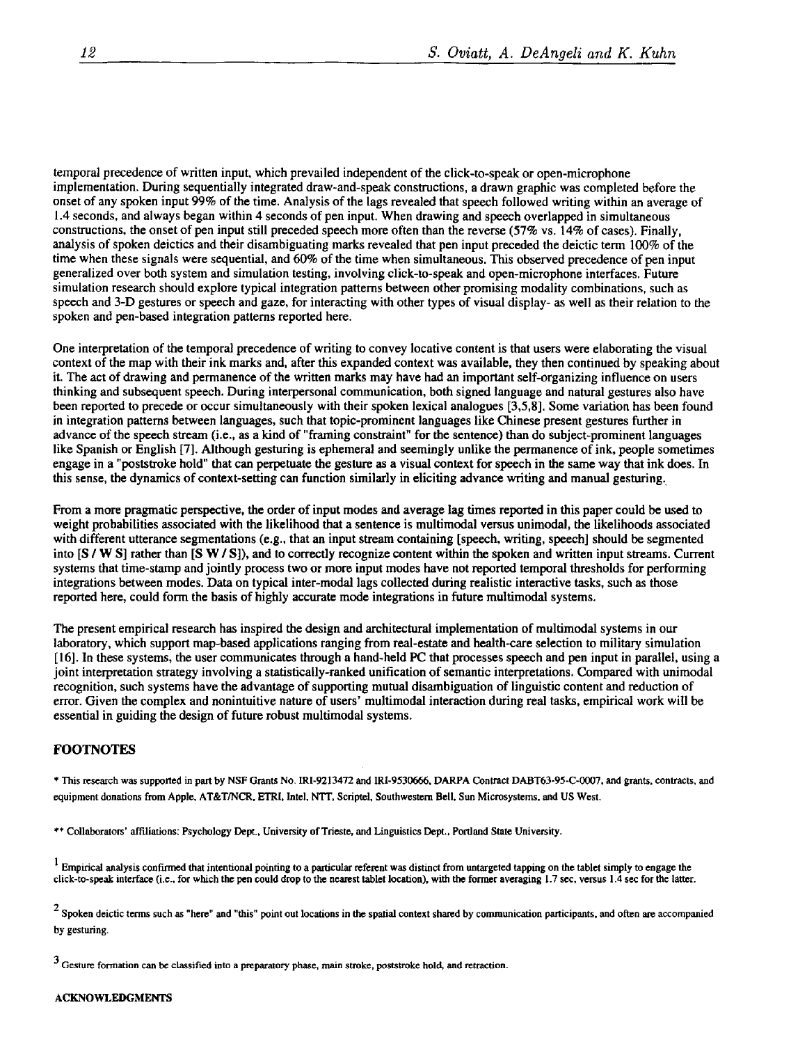temporal precedence of written input, which prevailed independent of the click-to-speak or open-microphone implementation. During sequentially integrated draw-and-speak constructions, a drawn graphic was completed before the onset of any spoken input 99% of the time. Analysis of the lags revealed that speech followed writing within an average of 1.4 seconds, and always began within 4 seconds of pen input. When drawing and speech overlapped in simultaneous constructions, the onset of pen input still preceded speech more often than the reverse (57% vs. 14% of cases). Finally, analysis of spoken deictics and their disambiguating marks revealed that pen input preceded the deictic term 100% of the time when these signals were sequential, and 60% of the time when simultaneous. This observed precedence of pen input generalized over both system and simulation testing, involving click-to-speak and open-microphone interfaces. Future simulation research should explore typical integration patterns between other promising modality combinations, such as speech and 3-D gestures or speech and gaze, for interacting with other types of visual display- as well as their relation to the spoken and pen-based integration patterns reported here.

One interpretation of the temporal precedence of writing to convey locative content is that users were elaborating the visual context of the map with their ink marks and, after this expanded context was available, they then continued by speaking about it. The act of drawing and permanence of the written marks may have had an important self-organizing influence on users thinking and subsequent speech. During interpersonal communication, both signed language and natural gestures also have been reported to precede or occur simultaneously with their spoken lexical analogues [3,5,8]. Some variation has been found in integration patterns between languages, such that topic-prominent languages like Chinese present gestures further in advance of the speech stream (i.e., as a kind of "framing constraint" for the sentence) than do subject-prominent languages like Spanish or English [7]. Although gesturing is ephemeral and seemingly unlike the permanence of ink, people sometimes engage in a "poststroke hold" that can perpetuate the gesture as a visual context for speech in the same way that ink does. In this sense, the dynamics of context-setting can function similarly in eliciting advance writing and manual gesturing.

From a more pragmatic perspective, the order of input modes and average lag times reported in this paper could be used to weight probabilities associated with the likelihood that a sentence is multimodal versus unimodal, the likelihoods associated with different utterance segmentations (e.g., that an input stream containing [speech, writing, speech] should be segmented into [S / W S] rather than [S W / S]), and to correctly recognize content within the spoken and written input streams. Current systems that time-stamp and jointly process two or more input modes have not reported temporal thresholds for performing integrations between modes. Data on typical inter-modal lags collected during realistic interactive tasks, such as those reported here, could form the basis of highly accurate mode integrations in future multimodal systems.

The present empirical research has inspired the design and architectural implementation of multimodal systems in our laboratory, which support map-based applications ranging from real-estate and health-care selection to military simulation [16]. In these systems, the user communicates through a hand-held PC that processes speech and pen input in parallel, using a joint interpretation strategy involving a statistically-ranked unification of semantic interpretations. Compared with unimodal recognition, such systems have the advantage of supporting mutual disambiguation of linguistic content and reduction of error. Given the complex and nonintuitive nature of users' multimodal interaction during real tasks, empirical work will be essential in guiding the design of future robust multimodal systems.

## FOOTNOTES

* This research was supported in part by NSF Grants No. IRI-9213472 and IRI-9530666, DARPA Contract DABT63-95-C-0007, and grants, contracts, and equipment donations from Apple, AT&T/NCR, ETRI, Intel, NTT, Scriptel, Southwestern Bell, Sun Microsystems, and US West.

** Collaborators' affiliations: Psychology Dept., University of Trieste, and Linguistics Dept., Portland State University.

[1] Empirical analysis confirmed that intentional pointing to a particular referent was distinct from untargeted tapping on the tablet simply to engage the click-to-speak interface (i.e., for which the pen could drop to the nearest tablet location), with the former averaging 1.7 sec, versus 1.4 sec for the latter.

[2] Spoken deictic terms such as "here" and "this" point out locations in the spatial context shared by communication participants, and often are accompanied by gesturing.

[3] Gesture formation can be classified into a preparatory phase, main stroke, poststroke hold, and retraction.

## ACKNOWLEDGMENTS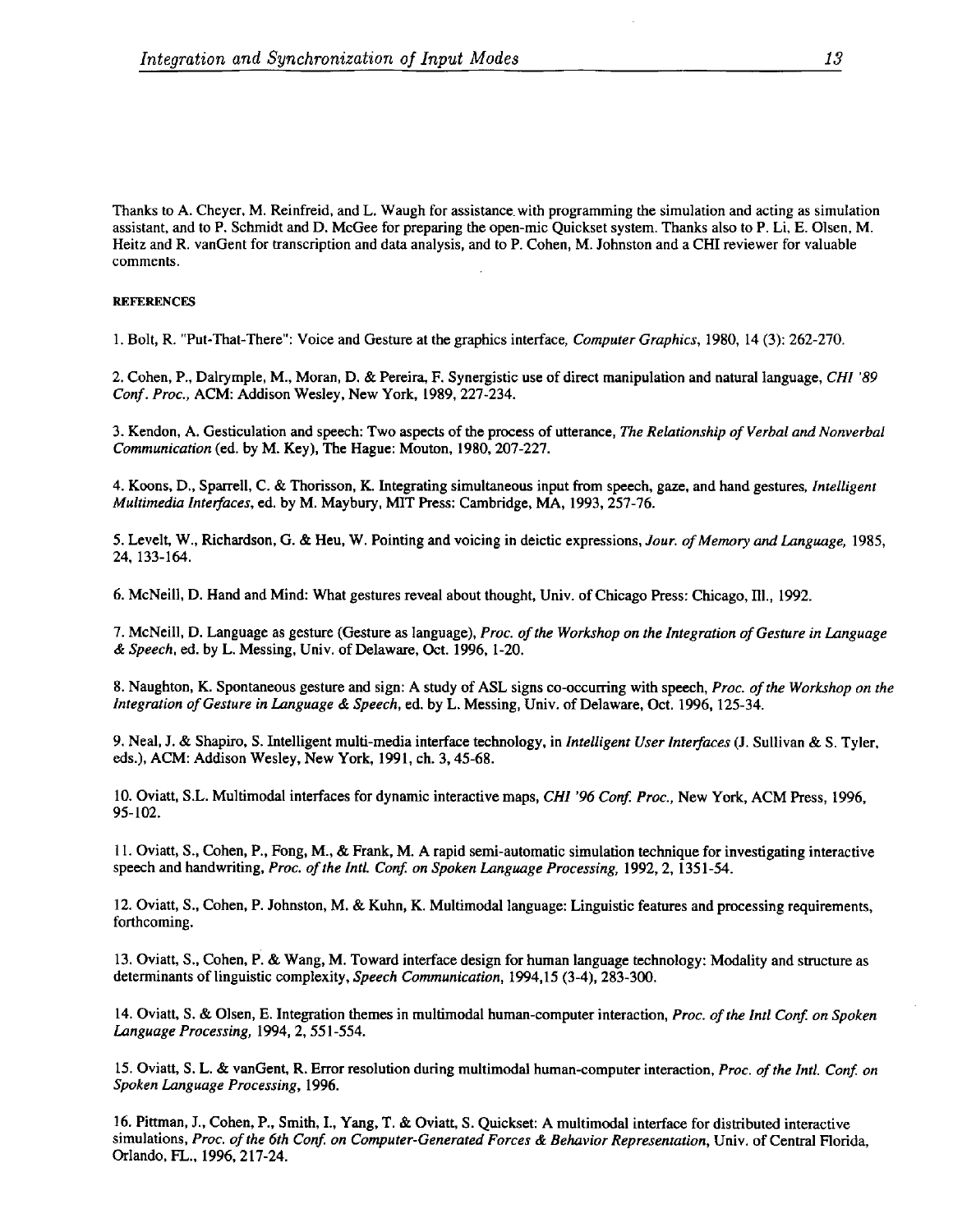Thanks to A. Cheyer, M. Reinfreid, and L. Waugh for assistance with programming the simulation and acting as simulation assistant, and to P. Schmidt and D. McGee for preparing the open-mic Quickset system. Thanks also to P. Li, E. Olsen, M. Heitz and R. vanGent for transcription and data analysis, and to P. Cohen, M. Johnston and a CHI reviewer for valuable comments.

#### REFERENCES

1. Bolt, R. "Put-That-There": Voice and Gesture at the graphics interface, *Computer Graphics*, 1980, 14 (3): 262-270.

2. Cohen, P., Dalrymple, M., Moran, D. & Pereira, F. Synergistic use of direct manipulation and natural language, *CHI '89 Conf. Proc.*, ACM: Addison Wesley, New York, 1989, 227-234.

3. Kendon, A. Gesticulation and speech: Two aspects of the process of utterance, *The Relationship of Verbal and Nonverbal Communication* (ed. by M. Key), The Hague: Mouton, 1980, 207-227.

4. Koons, D., Sparrell, C. & Thorisson, K. Integrating simultaneous input from speech, gaze, and hand gestures, *Intelligent Multimedia Interfaces*, ed. by M. Maybury, MIT Press: Cambridge, MA, 1993, 257-76.

5. Levelt, W., Richardson, G. & Heu, W. Pointing and voicing in deictic expressions, *Jour. of Memory and Language,* 1985, 24, 133-164.

6. McNeill, D. Hand and Mind: What gestures reveal about thought, Univ. of Chicago Press: Chicago, Ill., 1992.

7. McNeill, D. Language as gesture (Gesture as language), *Proc. of the Workshop on the Integration of Gesture in Language & Speech*, ed. by L. Messing, Univ. of Delaware, Oct. 1996, 1-20.

8. Naughton, K. Spontaneous gesture and sign: A study of ASL signs co-occurring with speech, *Proc. of the Workshop on the Integration of Gesture in Language & Speech*, ed. by L. Messing, Univ. of Delaware, Oct. 1996, 125-34.

9. Neal, J. & Shapiro, S. Intelligent multi-media interface technology, in *Intelligent User Interfaces* (J. Sullivan & S. Tyler, eds.), ACM: Addison Wesley, New York, 1991, ch. 3, 45-68.

10. Oviatt, S.L. Multimodal interfaces for dynamic interactive maps, *CHI '96 Conf. Proc.,* New York, ACM Press, 1996, 95-102.

11. Oviatt, S., Cohen, P., Fong, M., & Frank, M. A rapid semi-automatic simulation technique for investigating interactive speech and handwriting, *Proc. of the Intl. Conf. on Spoken Language Processing,* 1992, 2, 1351-54.

12. Oviatt, S., Cohen, P. Johnston, M. & Kuhn, K. Multimodal language: Linguistic features and processing requirements, forthcoming.

13. Oviatt, S., Cohen, P. & Wang, M. Toward interface design for human language technology: Modality and structure as determinants of linguistic complexity, *Speech Communication*, 1994,15 (3-4), 283-300.

14. Oviatt, S. & Olsen, E. Integration themes in multimodal human-computer interaction, *Proc. of the Intl Conf. on Spoken Language Processing,* 1994, 2, 551-554.

15. Oviatt, S. L. & vanGent, R. Error resolution during multimodal human-computer interaction, *Proc. of the Intl. Conf. on Spoken Language Processing,* 1996.

16. Pittman, J., Cohen, P., Smith, I., Yang, T. & Oviatt, S. Quickset: A multimodal interface for distributed interactive simulations, *Proc. of the 6th Conf. on Computer-Generated Forces & Behavior Representation,* Univ. of Central Florida, Orlando, FL., 1996, 217-24.